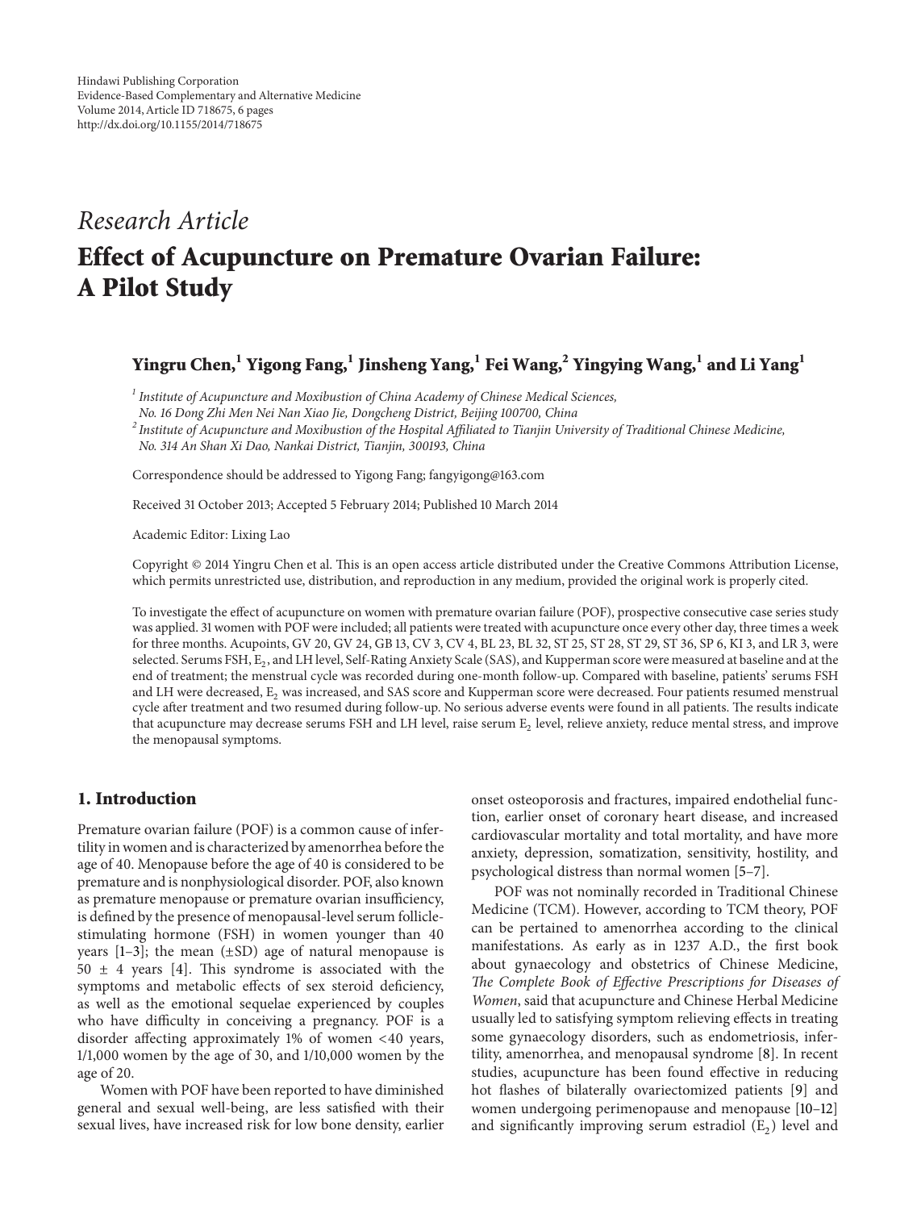Hindawi Publishing Corporation
Evidence-Based Complementary and Alternative Medicine
Volume 2014, Article ID 718675, 6 pages
http://dx.doi.org/10.1155/2014/718675

*Research Article*

# Effect of Acupuncture on Premature Ovarian Failure: A Pilot Study

**Yingru Chen,[1] Yigong Fang,[1] Jinsheng Yang,[1] Fei Wang,[2] Yingying Wang,[1] and Li Yang[1]**

[1] *Institute of Acupuncture and Moxibustion of China Academy of Chinese Medical Sciences, No. 16 Dong Zhi Men Nei Nan Xiao Jie, Dongcheng District, Beijing 100700, China*

[2] *Institute of Acupuncture and Moxibustion of the Hospital Affiliated to Tianjin University of Traditional Chinese Medicine, No. 314 An Shan Xi Dao, Nankai District, Tianjin, 300193, China*

Correspondence should be addressed to Yigong Fang; fangyigong@163.com

Received 31 October 2013; Accepted 5 February 2014; Published 10 March 2014

Academic Editor: Lixing Lao

Copyright © 2014 Yingru Chen et al. This is an open access article distributed under the Creative Commons Attribution License, which permits unrestricted use, distribution, and reproduction in any medium, provided the original work is properly cited.

To investigate the effect of acupuncture on women with premature ovarian failure (POF), prospective consecutive case series study was applied. 31 women with POF were included; all patients were treated with acupuncture once every other day, three times a week for three months. Acupoints, GV 20, GV 24, GB 13, CV 3, CV 4, BL 23, BL 32, ST 25, ST 28, ST 29, ST 36, SP 6, KI 3, and LR 3, were selected. Serums FSH, $E_2$, and LH level, Self-Rating Anxiety Scale (SAS), and Kupperman score were measured at baseline and at the end of treatment; the menstrual cycle was recorded during one-month follow-up. Compared with baseline, patients' serums FSH and LH were decreased, $E_2$ was increased, and SAS score and Kupperman score were decreased. Four patients resumed menstrual cycle after treatment and two resumed during follow-up. No serious adverse events were found in all patients. The results indicate that acupuncture may decrease serums FSH and LH level, raise serum $E_2$ level, relieve anxiety, reduce mental stress, and improve the menopausal symptoms.

## 1. Introduction

Premature ovarian failure (POF) is a common cause of infertility in women and is characterized by amenorrhea before the age of 40. Menopause before the age of 40 is considered to be premature and is nonphysiological disorder. POF, also known as premature menopause or premature ovarian insufficiency, is defined by the presence of menopausal-level serum follicle-stimulating hormone (FSH) in women younger than 40 years [1–3]; the mean ($\pm$SD) age of natural menopause is $50 \pm 4$ years [4]. This syndrome is associated with the symptoms and metabolic effects of sex steroid deficiency, as well as the emotional sequelae experienced by couples who have difficulty in conceiving a pregnancy. POF is a disorder affecting approximately 1% of women <40 years, 1/1,000 women by the age of 30, and 1/10,000 women by the age of 20.

Women with POF have been reported to have diminished general and sexual well-being, are less satisfied with their sexual lives, have increased risk for low bone density, earlier onset osteoporosis and fractures, impaired endothelial function, earlier onset of coronary heart disease, and increased cardiovascular mortality and total mortality, and have more anxiety, depression, somatization, sensitivity, hostility, and psychological distress than normal women [5–7].

POF was not nominally recorded in Traditional Chinese Medicine (TCM). However, according to TCM theory, POF can be pertained to amenorrhea according to the clinical manifestations. As early as in 1237 A.D., the first book about gynaecology and obstetrics of Chinese Medicine, *The Complete Book of Effective Prescriptions for Diseases of Women*, said that acupuncture and Chinese Herbal Medicine usually led to satisfying symptom relieving effects in treating some gynaecology disorders, such as endometriosis, infertility, amenorrhea, and menopausal syndrome [8]. In recent studies, acupuncture has been found effective in reducing hot flashes of bilaterally ovariectomized patients [9] and women undergoing perimenopause and menopause [10–12] and significantly improving serum estradiol ($E_2$) level and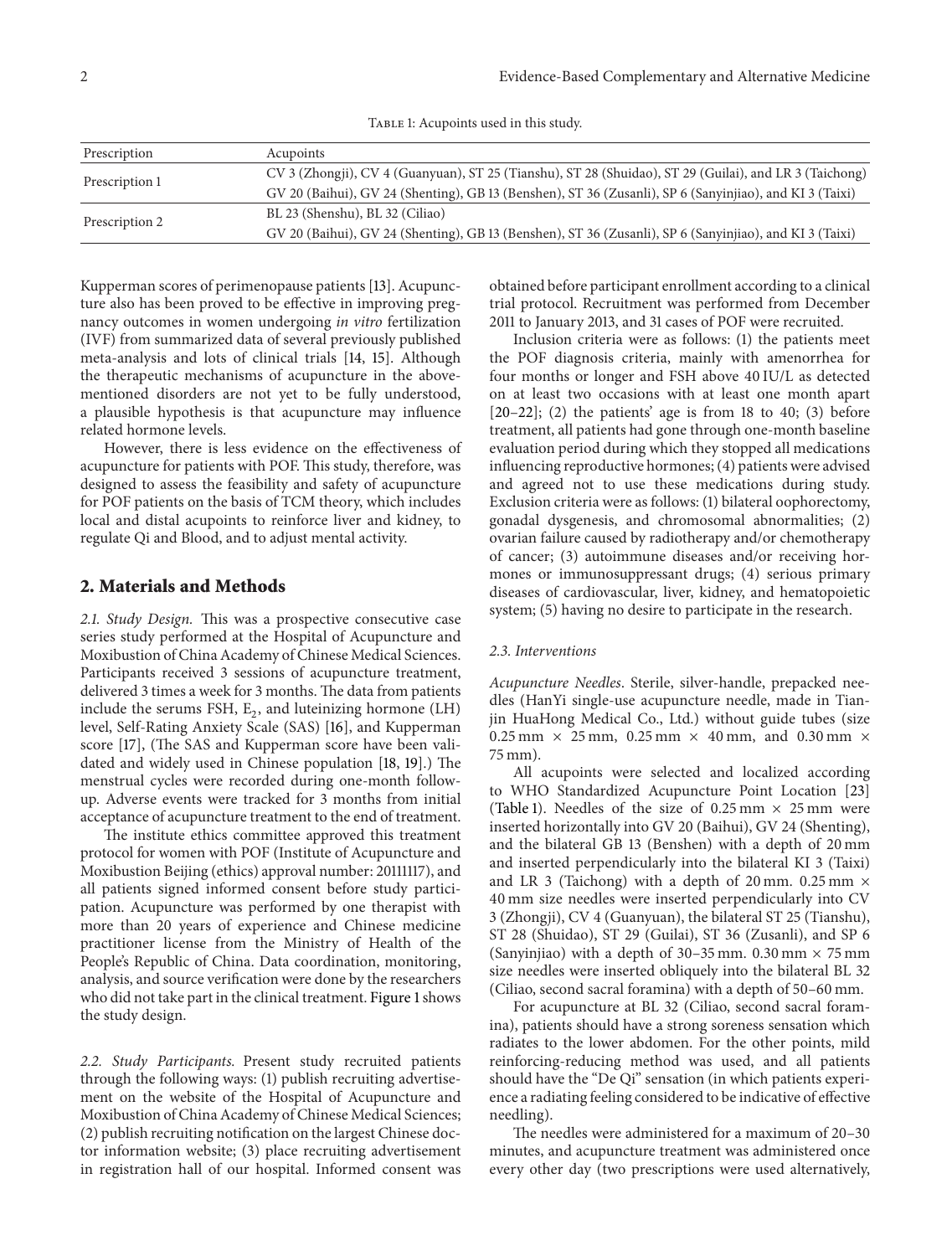Table 1: Acupoints used in this study.

| Prescription | Acupoints |
|---|---|
| Prescription 1 | CV 3 (Zhongji), CV 4 (Guanyuan), ST 25 (Tianshu), ST 28 (Shuidao), ST 29 (Guilai), and LR 3 (Taichong) |
| | GV 20 (Baihui), GV 24 (Shenting), GB 13 (Benshen), ST 36 (Zusanli), SP 6 (Sanyinjiao), and KI 3 (Taixi) |
| Prescription 2 | BL 23 (Shenshu), BL 32 (Ciliao) |
| | GV 20 (Baihui), GV 24 (Shenting), GB 13 (Benshen), ST 36 (Zusanli), SP 6 (Sanyinjiao), and KI 3 (Taixi) |

Kupperman scores of perimenopause patients [13]. Acupuncture also has been proved to be effective in improving pregnancy outcomes in women undergoing *in vitro* fertilization (IVF) from summarized data of several previously published meta-analysis and lots of clinical trials [14, 15]. Although the therapeutic mechanisms of acupuncture in the above-mentioned disorders are not yet to be fully understood, a plausible hypothesis is that acupuncture may influence related hormone levels.

However, there is less evidence on the effectiveness of acupuncture for patients with POF. This study, therefore, was designed to assess the feasibility and safety of acupuncture for POF patients on the basis of TCM theory, which includes local and distal acupoints to reinforce liver and kidney, to regulate Qi and Blood, and to adjust mental activity.

## 2. Materials and Methods

*2.1. Study Design.* This was a prospective consecutive case series study performed at the Hospital of Acupuncture and Moxibustion of China Academy of Chinese Medical Sciences. Participants received 3 sessions of acupuncture treatment, delivered 3 times a week for 3 months. The data from patients include the serums FSH, $E_2$, and luteinizing hormone (LH) level, Self-Rating Anxiety Scale (SAS) [16], and Kupperman score [17], (The SAS and Kupperman score have been validated and widely used in Chinese population [18, 19].) The menstrual cycles were recorded during one-month follow-up. Adverse events were tracked for 3 months from initial acceptance of acupuncture treatment to the end of treatment.

The institute ethics committee approved this treatment protocol for women with POF (Institute of Acupuncture and Moxibustion Beijing (ethics) approval number: 20111117), and all patients signed informed consent before study participation. Acupuncture was performed by one therapist with more than 20 years of experience and Chinese medicine practitioner license from the Ministry of Health of the People's Republic of China. Data coordination, monitoring, analysis, and source verification were done by the researchers who did not take part in the clinical treatment. Figure 1 shows the study design.

*2.2. Study Participants.* Present study recruited patients through the following ways: (1) publish recruiting advertisement on the website of the Hospital of Acupuncture and Moxibustion of China Academy of Chinese Medical Sciences; (2) publish recruiting notification on the largest Chinese doctor information website; (3) place recruiting advertisement in registration hall of our hospital. Informed consent was obtained before participant enrollment according to a clinical trial protocol. Recruitment was performed from December 2011 to January 2013, and 31 cases of POF were recruited.

Inclusion criteria were as follows: (1) the patients meet the POF diagnosis criteria, mainly with amenorrhea for four months or longer and FSH above 40 IU/L as detected on at least two occasions with at least one month apart [20–22]; (2) the patients' age is from 18 to 40; (3) before treatment, all patients had gone through one-month baseline evaluation period during which they stopped all medications influencing reproductive hormones; (4) patients were advised and agreed not to use these medications during study. Exclusion criteria were as follows: (1) bilateral oophorectomy, gonadal dysgenesis, and chromosomal abnormalities; (2) ovarian failure caused by radiotherapy and/or chemotherapy of cancer; (3) autoimmune diseases and/or receiving hormones or immunosuppressant drugs; (4) serious primary diseases of cardiovascular, liver, kidney, and hematopoietic system; (5) having no desire to participate in the research.

*2.3. Interventions*

*Acupuncture Needles*. Sterile, silver-handle, prepacked needles (HanYi single-use acupuncture needle, made in Tianjin HuaHong Medical Co., Ltd.) without guide tubes (size 0.25 mm × 25 mm, 0.25 mm × 40 mm, and 0.30 mm × 75 mm).

All acupoints were selected and localized according to WHO Standardized Acupuncture Point Location [23] (Table 1). Needles of the size of 0.25 mm × 25 mm were inserted horizontally into GV 20 (Baihui), GV 24 (Shenting), and the bilateral GB 13 (Benshen) with a depth of 20 mm and inserted perpendicularly into the bilateral KI 3 (Taixi) and LR 3 (Taichong) with a depth of 20 mm. 0.25 mm × 40 mm size needles were inserted perpendicularly into CV 3 (Zhongji), CV 4 (Guanyuan), the bilateral ST 25 (Tianshu), ST 28 (Shuidao), ST 29 (Guilai), ST 36 (Zusanli), and SP 6 (Sanyinjiao) with a depth of 30–35 mm. 0.30 mm × 75 mm size needles were inserted obliquely into the bilateral BL 32 (Ciliao, second sacral foramina) with a depth of 50–60 mm.

For acupuncture at BL 32 (Ciliao, second sacral foramina), patients should have a strong soreness sensation which radiates to the lower abdomen. For the other points, mild reinforcing-reducing method was used, and all patients should have the "De Qi" sensation (in which patients experience a radiating feeling considered to be indicative of effective needling).

The needles were administered for a maximum of 20–30 minutes, and acupuncture treatment was administered once every other day (two prescriptions were used alternatively,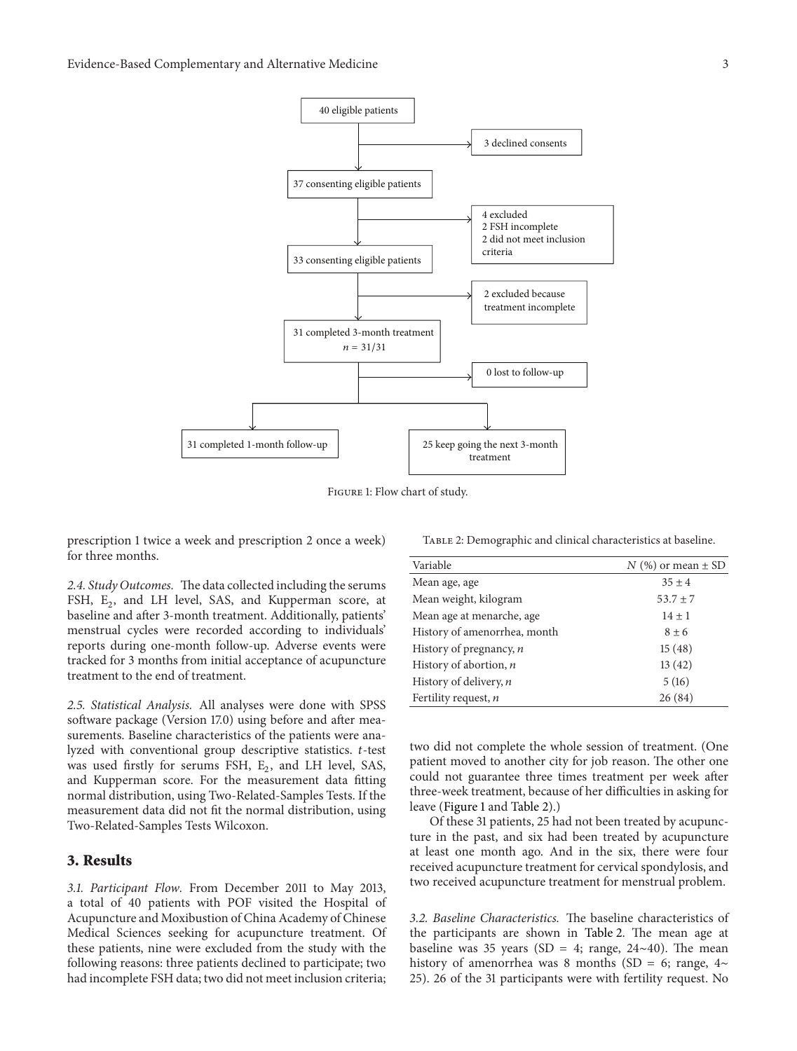40 eligible patients

3 declined consents

37 consenting eligible patients

4 excluded
2 FSH incomplete
2 did not meet inclusion criteria

33 consenting eligible patients

2 excluded because treatment incomplete

31 completed 3-month treatment
$n = 31/31$

0 lost to follow-up

31 completed 1-month follow-up

25 keep going the next 3-month treatment

Figure 1: Flow chart of study.

prescription 1 twice a week and prescription 2 once a week) for three months.

*2.4. Study Outcomes.* The data collected including the serums FSH, $E_2$, and LH level, SAS, and Kupperman score, at baseline and after 3-month treatment. Additionally, patients' menstrual cycles were recorded according to individuals' reports during one-month follow-up. Adverse events were tracked for 3 months from initial acceptance of acupuncture treatment to the end of treatment.

*2.5. Statistical Analysis.* All analyses were done with SPSS software package (Version 17.0) using before and after measurements. Baseline characteristics of the patients were analyzed with conventional group descriptive statistics. $t$-test was used firstly for serums FSH, $E_2$, and LH level, SAS, and Kupperman score. For the measurement data fitting normal distribution, using Two-Related-Samples Tests. If the measurement data did not fit the normal distribution, using Two-Related-Samples Tests Wilcoxon.

## 3. Results

*3.1. Participant Flow.* From December 2011 to May 2013, a total of 40 patients with POF visited the Hospital of Acupuncture and Moxibustion of China Academy of Chinese Medical Sciences seeking for acupuncture treatment. Of these patients, nine were excluded from the study with the following reasons: three patients declined to participate; two had incomplete FSH data; two did not meet inclusion criteria; two did not complete the whole session of treatment. (One patient moved to another city for job reason. The other one could not guarantee three times treatment per week after three-week treatment, because of her difficulties in asking for leave (Figure 1 and Table 2).)

Of these 31 patients, 25 had not been treated by acupuncture in the past, and six had been treated by acupuncture at least one month ago. And in the six, there were four received acupuncture treatment for cervical spondylosis, and two received acupuncture treatment for menstrual problem.

Table 2: Demographic and clinical characteristics at baseline.

| Variable | $N$ (%) or mean ± SD |
|---|---|
| Mean age, age | 35 ± 4 |
| Mean weight, kilogram | 53.7 ± 7 |
| Mean age at menarche, age | 14 ± 1 |
| History of amenorrhea, month | 8 ± 6 |
| History of pregnancy, $n$ | 15 (48) |
| History of abortion, $n$ | 13 (42) |
| History of delivery, $n$ | 5 (16) |
| Fertility request, $n$ | 26 (84) |

*3.2. Baseline Characteristics.* The baseline characteristics of the participants are shown in Table 2. The mean age at baseline was 35 years (SD = 4; range, 24~40). The mean history of amenorrhea was 8 months (SD = 6; range, 4~25). 26 of the 31 participants were with fertility request. No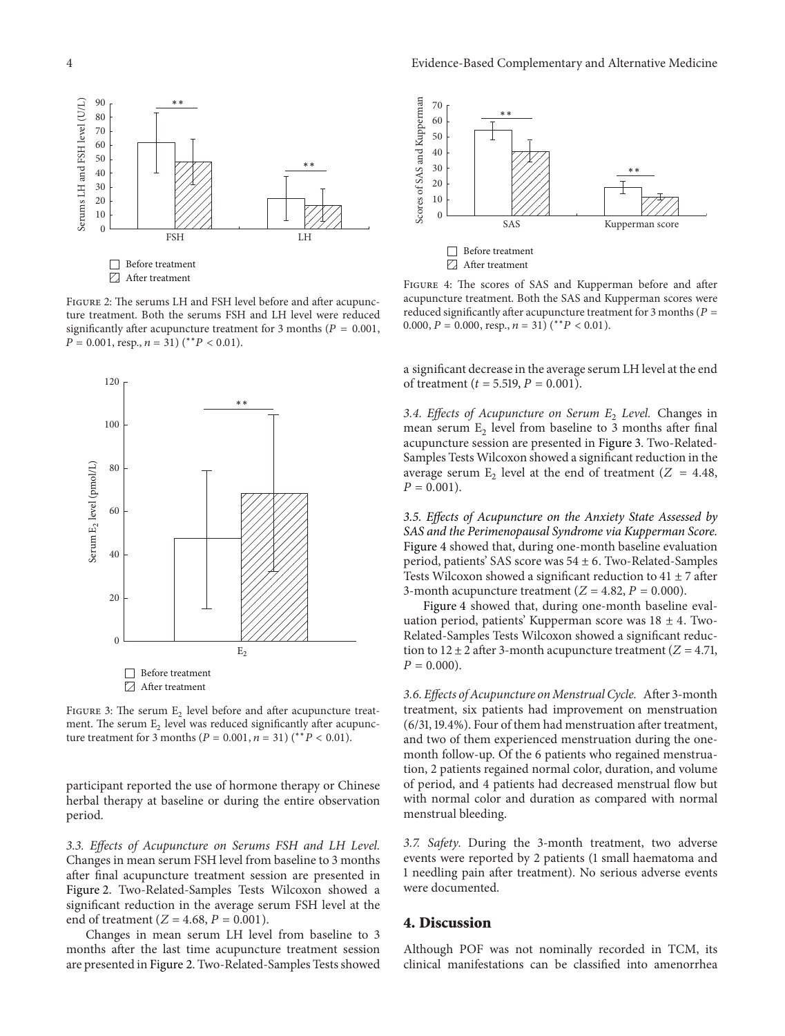Serums LH and FSH level (U/L)

90
80
70
60
50
40
30
20
10
0

** **

FSH LH

Before treatment
After treatment

Figure 2: The serums LH and FSH level before and after acupuncture treatment. Both the serums FSH and LH level were reduced significantly after acupuncture treatment for 3 months ($P = 0.001$, $P = 0.001$, resp., $n = 31$) ($^{**}P < 0.01$).

Serum $E_2$ level (pmol/L)

120
100
80
60
40
20
0

**

$E_2$

Before treatment
After treatment

Figure 3: The serum $E_2$ level before and after acupuncture treatment. The serum $E_2$ level was reduced significantly after acupuncture treatment for 3 months ($P = 0.001$, $n = 31$) ($^{**}P < 0.01$).

participant reported the use of hormone therapy or Chinese herbal therapy at baseline or during the entire observation period.

*3.3. Effects of Acupuncture on Serums FSH and LH Level.* Changes in mean serum FSH level from baseline to 3 months after final acupuncture treatment session are presented in Figure 2. Two-Related-Samples Tests Wilcoxon showed a significant reduction in the average serum FSH level at the end of treatment ($Z = 4.68$, $P = 0.001$).

Changes in mean serum LH level from baseline to 3 months after the last time acupuncture treatment session are presented in Figure 2. Two-Related-Samples Tests showed a significant decrease in the average serum LH level at the end of treatment ($t = 5.519$, $P = 0.001$).

Scores of SAS and Kupperman

70
60
50
40
30
20
10
0

** **

SAS Kupperman score

Before treatment
After treatment

Figure 4: The scores of SAS and Kupperman before and after acupuncture treatment. Both the SAS and Kupperman scores were reduced significantly after acupuncture treatment for 3 months ($P = 0.000$, $P = 0.000$, resp., $n = 31$) ($^{**}P < 0.01$).

*3.4. Effects of Acupuncture on Serum $E_2$ Level.* Changes in mean serum $E_2$ level from baseline to 3 months after final acupuncture session are presented in Figure 3. Two-Related-Samples Tests Wilcoxon showed a significant reduction in the average serum $E_2$ level at the end of treatment ($Z = 4.48$, $P = 0.001$).

*3.5. Effects of Acupuncture on the Anxiety State Assessed by SAS and the Perimenopausal Syndrome via Kupperman Score.* Figure 4 showed that, during one-month baseline evaluation period, patients' SAS score was $54 \pm 6$. Two-Related-Samples Tests Wilcoxon showed a significant reduction to $41 \pm 7$ after 3-month acupuncture treatment ($Z = 4.82$, $P = 0.000$).

Figure 4 showed that, during one-month baseline evaluation period, patients' Kupperman score was $18 \pm 4$. Two-Related-Samples Tests Wilcoxon showed a significant reduction to $12 \pm 2$ after 3-month acupuncture treatment ($Z = 4.71$, $P = 0.000$).

*3.6. Effects of Acupuncture on Menstrual Cycle.* After 3-month treatment, six patients had improvement on menstruation (6/31, 19.4%). Four of them had menstruation after treatment, and two of them experienced menstruation during the one-month follow-up. Of the 6 patients who regained menstruation, 2 patients regained normal color, duration, and volume of period, and 4 patients had decreased menstrual flow but with normal color and duration as compared with normal menstrual bleeding.

*3.7. Safety.* During the 3-month treatment, two adverse events were reported by 2 patients (1 small haematoma and 1 needling pain after treatment). No serious adverse events were documented.

## 4. Discussion

Although POF was not nominally recorded in TCM, its clinical manifestations can be classified into amenorrhea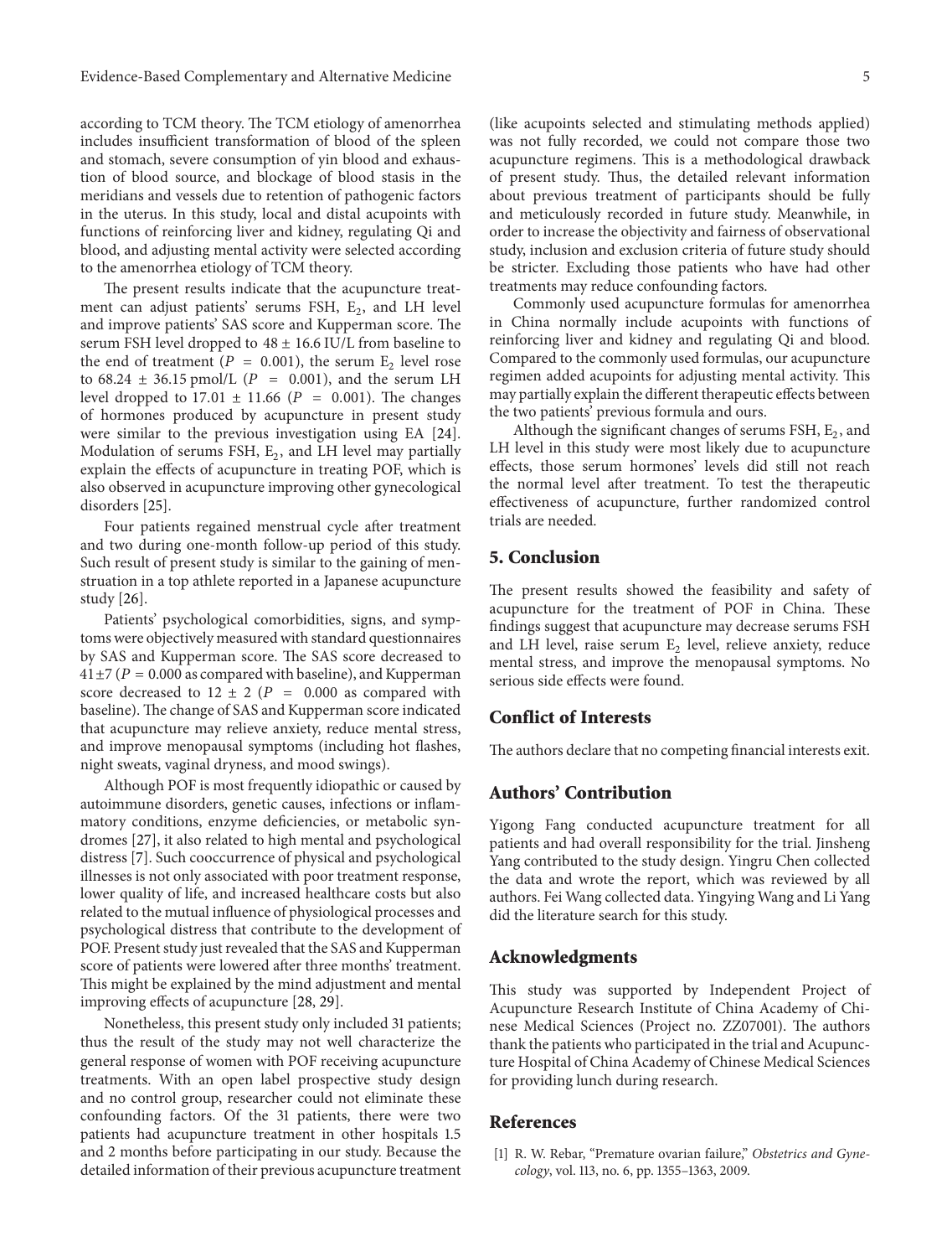according to TCM theory. The TCM etiology of amenorrhea includes insufficient transformation of blood of the spleen and stomach, severe consumption of yin blood and exhaustion of blood source, and blockage of blood stasis in the meridians and vessels due to retention of pathogenic factors in the uterus. In this study, local and distal acupoints with functions of reinforcing liver and kidney, regulating Qi and blood, and adjusting mental activity were selected according to the amenorrhea etiology of TCM theory.

The present results indicate that the acupuncture treatment can adjust patients' serums FSH, $E_2$, and LH level and improve patients' SAS score and Kupperman score. The serum FSH level dropped to $48 \pm 16.6$ IU/L from baseline to the end of treatment ($P = 0.001$), the serum $E_2$ level rose to $68.24 \pm 36.15$ pmol/L ($P = 0.001$), and the serum LH level dropped to $17.01 \pm 11.66$ ($P = 0.001$). The changes of hormones produced by acupuncture in present study were similar to the previous investigation using EA [24]. Modulation of serums FSH, $E_2$, and LH level may partially explain the effects of acupuncture in treating POF, which is also observed in acupuncture improving other gynecological disorders [25].

Four patients regained menstrual cycle after treatment and two during one-month follow-up period of this study. Such result of present study is similar to the gaining of menstruation in a top athlete reported in a Japanese acupuncture study [26].

Patients' psychological comorbidities, signs, and symptoms were objectively measured with standard questionnaires by SAS and Kupperman score. The SAS score decreased to $41 \pm 7$ ($P = 0.000$ as compared with baseline), and Kupperman score decreased to $12 \pm 2$ ($P = 0.000$ as compared with baseline). The change of SAS and Kupperman score indicated that acupuncture may relieve anxiety, reduce mental stress, and improve menopausal symptoms (including hot flashes, night sweats, vaginal dryness, and mood swings).

Although POF is most frequently idiopathic or caused by autoimmune disorders, genetic causes, infections or inflammatory conditions, enzyme deficiencies, or metabolic syndromes [27], it also related to high mental and psychological distress [7]. Such cooccurrence of physical and psychological illnesses is not only associated with poor treatment response, lower quality of life, and increased healthcare costs but also related to the mutual influence of physiological processes and psychological distress that contribute to the development of POF. Present study just revealed that the SAS and Kupperman score of patients were lowered after three months' treatment. This might be explained by the mind adjustment and mental improving effects of acupuncture [28, 29].

Nonetheless, this present study only included 31 patients; thus the result of the study may not well characterize the general response of women with POF receiving acupuncture treatments. With an open label prospective study design and no control group, researcher could not eliminate these confounding factors. Of the 31 patients, there were two patients had acupuncture treatment in other hospitals 1.5 and 2 months before participating in our study. Because the detailed information of their previous acupuncture treatment (like acupoints selected and stimulating methods applied) was not fully recorded, we could not compare those two acupuncture regimens. This is a methodological drawback of present study. Thus, the detailed relevant information about previous treatment of participants should be fully and meticulously recorded in future study. Meanwhile, in order to increase the objectivity and fairness of observational study, inclusion and exclusion criteria of future study should be stricter. Excluding those patients who have had other treatments may reduce confounding factors.

Commonly used acupuncture formulas for amenorrhea in China normally include acupoints with functions of reinforcing liver and kidney and regulating Qi and blood. Compared to the commonly used formulas, our acupuncture regimen added acupoints for adjusting mental activity. This may partially explain the different therapeutic effects between the two patients' previous formula and ours.

Although the significant changes of serums FSH, $E_2$, and LH level in this study were most likely due to acupuncture effects, those serum hormones' levels did still not reach the normal level after treatment. To test the therapeutic effectiveness of acupuncture, further randomized control trials are needed.

## 5. Conclusion

The present results showed the feasibility and safety of acupuncture for the treatment of POF in China. These findings suggest that acupuncture may decrease serums FSH and LH level, raise serum $E_2$ level, relieve anxiety, reduce mental stress, and improve the menopausal symptoms. No serious side effects were found.

## Conflict of Interests

The authors declare that no competing financial interests exit.

## Authors' Contribution

Yigong Fang conducted acupuncture treatment for all patients and had overall responsibility for the trial. Jinsheng Yang contributed to the study design. Yingru Chen collected the data and wrote the report, which was reviewed by all authors. Fei Wang collected data. Yingying Wang and Li Yang did the literature search for this study.

## Acknowledgments

This study was supported by Independent Project of Acupuncture Research Institute of China Academy of Chinese Medical Sciences (Project no. ZZ07001). The authors thank the patients who participated in the trial and Acupuncture Hospital of China Academy of Chinese Medical Sciences for providing lunch during research.

## References

[1] R. W. Rebar, "Premature ovarian failure," *Obstetrics and Gynecology*, vol. 113, no. 6, pp. 1355–1363, 2009.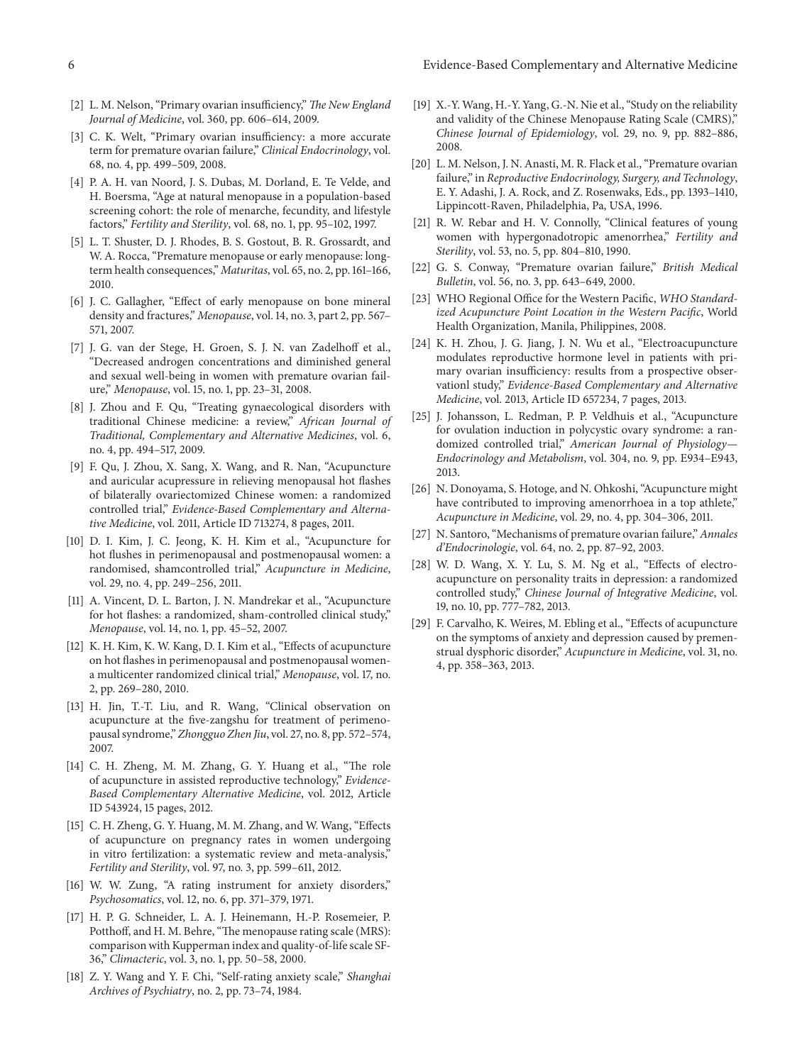[2] L. M. Nelson, "Primary ovarian insufficiency," *The New England Journal of Medicine*, vol. 360, pp. 606–614, 2009.

[3] C. K. Welt, "Primary ovarian insufficiency: a more accurate term for premature ovarian failure," *Clinical Endocrinology*, vol. 68, no. 4, pp. 499–509, 2008.

[4] P. A. H. van Noord, J. S. Dubas, M. Dorland, E. Te Velde, and H. Boersma, "Age at natural menopause in a population-based screening cohort: the role of menarche, fecundity, and lifestyle factors," *Fertility and Sterility*, vol. 68, no. 1, pp. 95–102, 1997.

[5] L. T. Shuster, D. J. Rhodes, B. S. Gostout, B. R. Grossardt, and W. A. Rocca, "Premature menopause or early menopause: long-term health consequences," *Maturitas*, vol. 65, no. 2, pp. 161–166, 2010.

[6] J. C. Gallagher, "Effect of early menopause on bone mineral density and fractures," *Menopause*, vol. 14, no. 3, part 2, pp. 567–571, 2007.

[7] J. G. van der Stege, H. Groen, S. J. N. van Zadelhoff et al., "Decreased androgen concentrations and diminished general and sexual well-being in women with premature ovarian failure," *Menopause*, vol. 15, no. 1, pp. 23–31, 2008.

[8] J. Zhou and F. Qu, "Treating gynaecological disorders with traditional Chinese medicine: a review," *African Journal of Traditional, Complementary and Alternative Medicines*, vol. 6, no. 4, pp. 494–517, 2009.

[9] F. Qu, J. Zhou, X. Sang, X. Wang, and R. Nan, "Acupuncture and auricular acupressure in relieving menopausal hot flashes of bilaterally ovariectomized Chinese women: a randomized controlled trial," *Evidence-Based Complementary and Alternative Medicine*, vol. 2011, Article ID 713274, 8 pages, 2011.

[10] D. I. Kim, J. C. Jeong, K. H. Kim et al., "Acupuncture for hot flushes in perimenopausal and postmenopausal women: a randomised, shamcontrolled trial," *Acupuncture in Medicine*, vol. 29, no. 4, pp. 249–256, 2011.

[11] A. Vincent, D. L. Barton, J. N. Mandrekar et al., "Acupuncture for hot flashes: a randomized, sham-controlled clinical study," *Menopause*, vol. 14, no. 1, pp. 45–52, 2007.

[12] K. H. Kim, K. W. Kang, D. I. Kim et al., "Effects of acupuncture on hot flashes in perimenopausal and postmenopausal women-a multicenter randomized clinical trial," *Menopause*, vol. 17, no. 2, pp. 269–280, 2010.

[13] H. Jin, T.-T. Liu, and R. Wang, "Clinical observation on acupuncture at the five-zangshu for treatment of perimenopausal syndrome," *Zhongguo Zhen Jiu*, vol. 27, no. 8, pp. 572–574, 2007.

[14] C. H. Zheng, M. M. Zhang, G. Y. Huang et al., "The role of acupuncture in assisted reproductive technology," *Evidence-Based Complementary Alternative Medicine*, vol. 2012, Article ID 543924, 15 pages, 2012.

[15] C. H. Zheng, G. Y. Huang, M. M. Zhang, and W. Wang, "Effects of acupuncture on pregnancy rates in women undergoing in vitro fertilization: a systematic review and meta-analysis," *Fertility and Sterility*, vol. 97, no. 3, pp. 599–611, 2012.

[16] W. W. Zung, "A rating instrument for anxiety disorders," *Psychosomatics*, vol. 12, no. 6, pp. 371–379, 1971.

[17] H. P. G. Schneider, L. A. J. Heinemann, H.-P. Rosemeier, P. Potthoff, and H. M. Behre, "The menopause rating scale (MRS): comparison with Kupperman index and quality-of-life scale SF-36," *Climacteric*, vol. 3, no. 1, pp. 50–58, 2000.

[18] Z. Y. Wang and Y. F. Chi, "Self-rating anxiety scale," *Shanghai Archives of Psychiatry*, no. 2, pp. 73–74, 1984.

[19] X.-Y. Wang, H.-Y. Yang, G.-N. Nie et al., "Study on the reliability and validity of the Chinese Menopause Rating Scale (CMRS)," *Chinese Journal of Epidemiology*, vol. 29, no. 9, pp. 882–886, 2008.

[20] L. M. Nelson, J. N. Anasti, M. R. Flack et al., "Premature ovarian failure," in *Reproductive Endocrinology, Surgery, and Technology*, E. Y. Adashi, J. A. Rock, and Z. Rosenwaks, Eds., pp. 1393–1410, Lippincott-Raven, Philadelphia, Pa, USA, 1996.

[21] R. W. Rebar and H. V. Connolly, "Clinical features of young women with hypergonadotropic amenorrhea," *Fertility and Sterility*, vol. 53, no. 5, pp. 804–810, 1990.

[22] G. S. Conway, "Premature ovarian failure," *British Medical Bulletin*, vol. 56, no. 3, pp. 643–649, 2000.

[23] WHO Regional Office for the Western Pacific, *WHO Standardized Acupuncture Point Location in the Western Pacific*, World Health Organization, Manila, Philippines, 2008.

[24] K. H. Zhou, J. G. Jiang, J. N. Wu et al., "Electroacupuncture modulates reproductive hormone level in patients with primary ovarian insufficiency: results from a prospective observationl study," *Evidence-Based Complementary and Alternative Medicine*, vol. 2013, Article ID 657234, 7 pages, 2013.

[25] J. Johansson, L. Redman, P. P. Veldhuis et al., "Acupuncture for ovulation induction in polycystic ovary syndrome: a randomized controlled trial," *American Journal of Physiology—Endocrinology and Metabolism*, vol. 304, no. 9, pp. E934–E943, 2013.

[26] N. Donoyama, S. Hotoge, and N. Ohkoshi, "Acupuncture might have contributed to improving amenorrhoea in a top athlete," *Acupuncture in Medicine*, vol. 29, no. 4, pp. 304–306, 2011.

[27] N. Santoro, "Mechanisms of premature ovarian failure," *Annales d'Endocrinologie*, vol. 64, no. 2, pp. 87–92, 2003.

[28] W. D. Wang, X. Y. Lu, S. M. Ng et al., "Effects of electro-acupuncture on personality traits in depression: a randomized controlled study," *Chinese Journal of Integrative Medicine*, vol. 19, no. 10, pp. 777–782, 2013.

[29] F. Carvalho, K. Weires, M. Ebling et al., "Effects of acupuncture on the symptoms of anxiety and depression caused by premenstrual dysphoric disorder," *Acupuncture in Medicine*, vol. 31, no. 4, pp. 358–363, 2013.